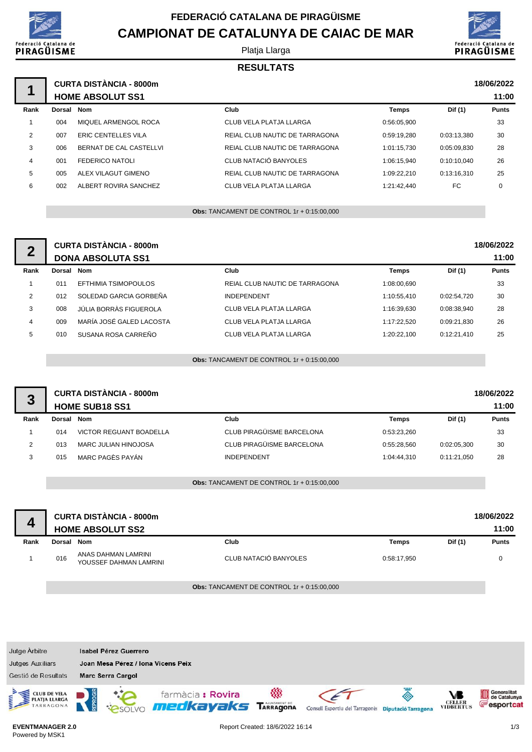# FEDERACIÓ CATALANA DE PIRAGÜISME

# CAMPIONAT DE CATALUNYA DE CAIAC DE MAR

Platja Llarga

## RESULTATS

### 1 — CURTA DISTÀNCIA - 8000m — HOME ABSOLUT SS1

18/06/2022 11:00

| Rank | Dorsal | Nom | Club | Temps | Dif (1) | Punts |
|---|---|---|---|---|---|---|
| 1 | 004 | MIQUEL ARMENGOL ROCA | CLUB VELA PLATJA LLARGA | 0:56:05,900 | | 33 |
| 2 | 007 | ERIC CENTELLES VILA | REIAL CLUB NAUTIC DE TARRAGONA | 0:59:19,280 | 0:03:13,380 | 30 |
| 3 | 006 | BERNAT DE CAL CASTELLVI | REIAL CLUB NAUTIC DE TARRAGONA | 1:01:15,730 | 0:05:09,830 | 28 |
| 4 | 001 | FEDERICO NATOLI | CLUB NATACIÓ BANYOLES | 1:06:15,940 | 0:10:10,040 | 26 |
| 5 | 005 | ALEX VILAGUT GIMENO | REIAL CLUB NAUTIC DE TARRAGONA | 1:09:22,210 | 0:13:16,310 | 25 |
| 6 | 002 | ALBERT ROVIRA SANCHEZ | CLUB VELA PLATJA LLARGA | 1:21:42,440 | FC | 0 |

**Obs:** TANCAMENT DE CONTROL 1r + 0:15:00,000

### 2 — CURTA DISTÀNCIA - 8000m — DONA ABSOLUTA SS1

18/06/2022 11:00

| Rank | Dorsal | Nom | Club | Temps | Dif (1) | Punts |
|---|---|---|---|---|---|---|
| 1 | 011 | EFTHIMIA TSIMOPOULOS | REIAL CLUB NAUTIC DE TARRAGONA | 1:08:00,690 | | 33 |
| 2 | 012 | SOLEDAD GARCIA GORBEÑA | INDEPENDENT | 1:10:55,410 | 0:02:54,720 | 30 |
| 3 | 008 | JÚLIA BORRÀS FIGUEROLA | CLUB VELA PLATJA LLARGA | 1:16:39,630 | 0:08:38,940 | 28 |
| 4 | 009 | MARÍA JOSÉ GALED LACOSTA | CLUB VELA PLATJA LLARGA | 1:17:22,520 | 0:09:21,830 | 26 |
| 5 | 010 | SUSANA ROSA CARREÑO | CLUB VELA PLATJA LLARGA | 1:20:22,100 | 0:12:21,410 | 25 |

**Obs:** TANCAMENT DE CONTROL 1r + 0:15:00,000

### 3 — CURTA DISTÀNCIA - 8000m — HOME SUB18 SS1

18/06/2022 11:00

| Rank | Dorsal | Nom | Club | Temps | Dif (1) | Punts |
|---|---|---|---|---|---|---|
| 1 | 014 | VICTOR REGUANT BOADELLA | CLUB PIRAGÜISME BARCELONA | 0:53:23,260 | | 33 |
| 2 | 013 | MARC JULIAN HINOJOSA | CLUB PIRAGÜISME BARCELONA | 0:55:28,560 | 0:02:05,300 | 30 |
| 3 | 015 | MARC PAGÈS PAYÁN | INDEPENDENT | 1:04:44,310 | 0:11:21,050 | 28 |

**Obs:** TANCAMENT DE CONTROL 1r + 0:15:00,000

### 4 — CURTA DISTÀNCIA - 8000m — HOME ABSOLUT SS2

18/06/2022 11:00

| Rank | Dorsal | Nom | Club | Temps | Dif (1) | Punts |
|---|---|---|---|---|---|---|
| 1 | 016 | ANAS DAHMAN LAMRINI<br>YOUSSEF DAHMAN LAMRINI | CLUB NATACIÓ BANYOLES | 0:58:17,950 | | 0 |

**Obs:** TANCAMENT DE CONTROL 1r + 0:15:00,000

| | |
|---|---|
| Jutge Àrbitre | Isabel Pérez Guerrero |
| Jutges Auxiliars | Joan Mesa Pérez / Iona Vicens Peix |
| Gestió de Resultats | Marc Serra Cargol |

EVENTMANAGER 2.0
Powered by MSK1

Report Created: 18/6/2022 16:14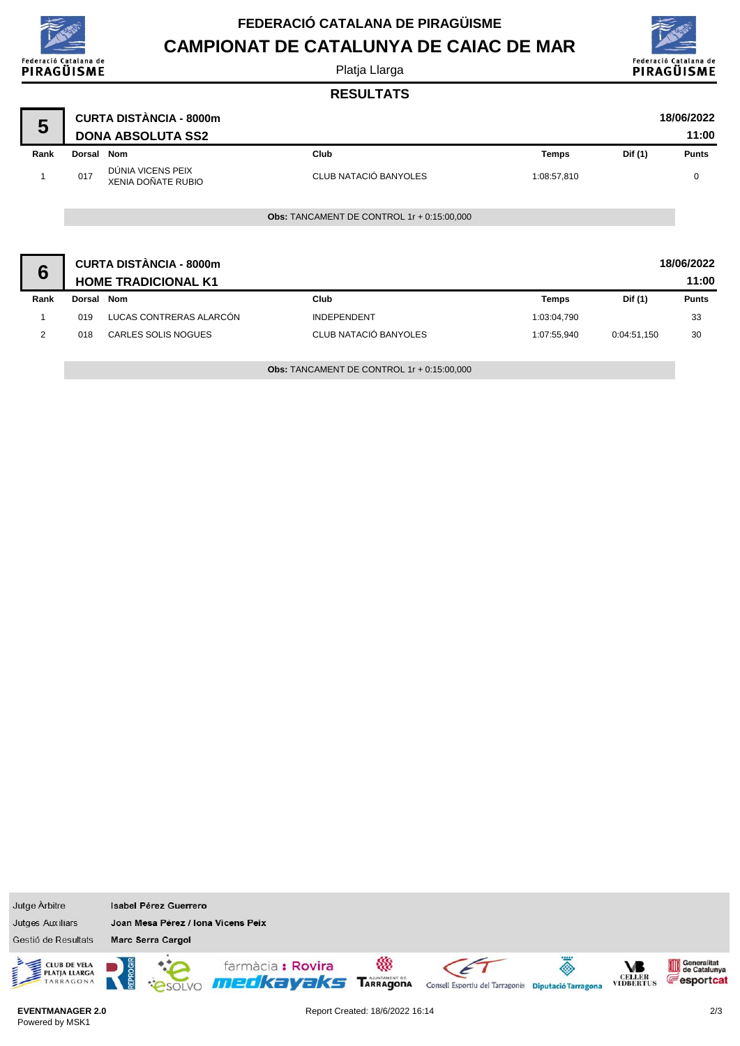# FEDERACIÓ CATALANA DE PIRAGÜISME

## CAMPIONAT DE CATALUNYA DE CAIAC DE MAR

Platja Llarga

### RESULTATS

**5** — **CURTA DISTÀNCIA - 8000m** — **DONA ABSOLUTA SS2** — **18/06/2022** — **11:00**

| Rank | Dorsal | Nom | Club | Temps | Dif (1) | Punts |
|---|---|---|---|---|---|---|
| 1 | 017 | DÚNIA VICENS PEIX<br>XENIA DOÑATE RUBIO | CLUB NATACIÓ BANYOLES | 1:08:57,810 | | 0 |

**Obs:** TANCAMENT DE CONTROL 1r + 0:15:00,000

**6** — **CURTA DISTÀNCIA - 8000m** — **HOME TRADICIONAL K1** — **18/06/2022** — **11:00**

| Rank | Dorsal | Nom | Club | Temps | Dif (1) | Punts |
|---|---|---|---|---|---|---|
| 1 | 019 | LUCAS CONTRERAS ALARCÓN | INDEPENDENT | 1:03:04,790 | | 33 |
| 2 | 018 | CARLES SOLIS NOGUES | CLUB NATACIÓ BANYOLES | 1:07:55,940 | 0:04:51,150 | 30 |

**Obs:** TANCAMENT DE CONTROL 1r + 0:15:00,000

| | |
|---|---|
| Jutge Àrbitre | **Isabel Pérez Guerrero** |
| Jutges Auxiliars | **Joan Mesa Pérez / Iona Vicens Peix** |
| Gestió de Resultats | **Marc Serra Cargol** |

**EVENTMANAGER 2.0**
Powered by MSK1

Report Created: 18/6/2022 16:14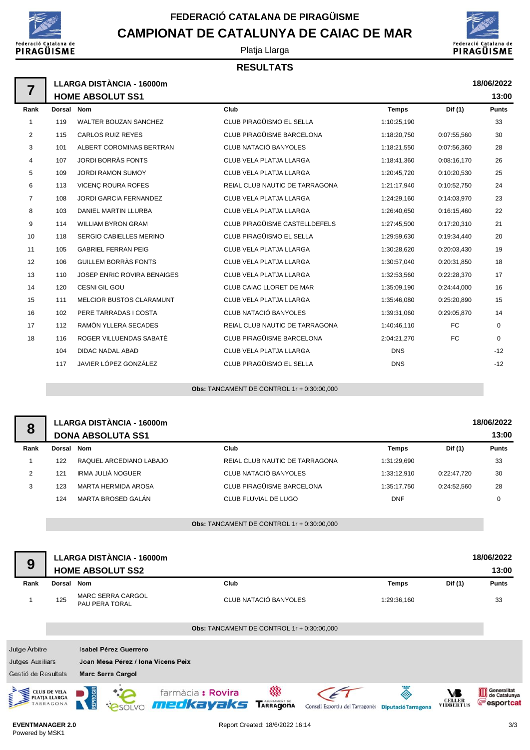# FEDERACIÓ CATALANA DE PIRAGÜISME

## CAMPIONAT DE CATALUNYA DE CAIAC DE MAR

Platja Llarga

**RESULTATS**

### 7 — LLARGA DISTÀNCIA - 16000m — HOME ABSOLUT SS1

18/06/2022 13:00

| Rank | Dorsal | Nom | Club | Temps | Dif (1) | Punts |
|---|---|---|---|---|---|---|
| 1 | 119 | WALTER BOUZAN SANCHEZ | CLUB PIRAGÜISMO EL SELLA | 1:10:25,190 | | 33 |
| 2 | 115 | CARLOS RUIZ REYES | CLUB PIRAGÜISME BARCELONA | 1:18:20,750 | 0:07:55,560 | 30 |
| 3 | 101 | ALBERT COROMINAS BERTRAN | CLUB NATACIÓ BANYOLES | 1:18:21,550 | 0:07:56,360 | 28 |
| 4 | 107 | JORDI BORRÀS FONTS | CLUB VELA PLATJA LLARGA | 1:18:41,360 | 0:08:16,170 | 26 |
| 5 | 109 | JORDI RAMON SUMOY | CLUB VELA PLATJA LLARGA | 1:20:45,720 | 0:10:20,530 | 25 |
| 6 | 113 | VICENÇ ROURA ROFES | REIAL CLUB NAUTIC DE TARRAGONA | 1:21:17,940 | 0:10:52,750 | 24 |
| 7 | 108 | JORDI GARCIA FERNANDEZ | CLUB VELA PLATJA LLARGA | 1:24:29,160 | 0:14:03,970 | 23 |
| 8 | 103 | DANIEL MARTIN LLURBA | CLUB VELA PLATJA LLARGA | 1:26:40,650 | 0:16:15,460 | 22 |
| 9 | 114 | WILLIAM BYRON GRAM | CLUB PIRAGÜISME CASTELLDEFELS | 1:27:45,500 | 0:17:20,310 | 21 |
| 10 | 118 | SERGIO CABIELLES MERINO | CLUB PIRAGÜISMO EL SELLA | 1:29:59,630 | 0:19:34,440 | 20 |
| 11 | 105 | GABRIEL FERRAN PEIG | CLUB VELA PLATJA LLARGA | 1:30:28,620 | 0:20:03,430 | 19 |
| 12 | 106 | GUILLEM BORRÀS FONTS | CLUB VELA PLATJA LLARGA | 1:30:57,040 | 0:20:31,850 | 18 |
| 13 | 110 | JOSEP ENRIC ROVIRA BENAIGES | CLUB VELA PLATJA LLARGA | 1:32:53,560 | 0:22:28,370 | 17 |
| 14 | 120 | CESNI GIL GOU | CLUB CAIAC LLORET DE MAR | 1:35:09,190 | 0:24:44,000 | 16 |
| 15 | 111 | MELCIOR BUSTOS CLARAMUNT | CLUB VELA PLATJA LLARGA | 1:35:46,080 | 0:25:20,890 | 15 |
| 16 | 102 | PERE TARRADAS I COSTA | CLUB NATACIÓ BANYOLES | 1:39:31,060 | 0:29:05,870 | 14 |
| 17 | 112 | RAMÓN YLLERA SECADES | REIAL CLUB NAUTIC DE TARRAGONA | 1:40:46,110 | FC | 0 |
| 18 | 116 | ROGER VILLUENDAS SABATÉ | CLUB PIRAGÜISME BARCELONA | 2:04:21,270 | FC | 0 |
| | 104 | DIDAC NADAL ABAD | CLUB VELA PLATJA LLARGA | DNS | | -12 |
| | 117 | JAVIER LÓPEZ GONZÁLEZ | CLUB PIRAGÜISMO EL SELLA | DNS | | -12 |

**Obs:** TANCAMENT DE CONTROL 1r + 0:30:00,000

### 8 — LLARGA DISTÀNCIA - 16000m — DONA ABSOLUTA SS1

18/06/2022 13:00

| Rank | Dorsal | Nom | Club | Temps | Dif (1) | Punts |
|---|---|---|---|---|---|---|
| 1 | 122 | RAQUEL ARCEDIANO LABAJO | REIAL CLUB NAUTIC DE TARRAGONA | 1:31:29,690 | | 33 |
| 2 | 121 | IRMA JULIÀ NOGUER | CLUB NATACIÓ BANYOLES | 1:33:12,910 | 0:22:47,720 | 30 |
| 3 | 123 | MARTA HERMIDA AROSA | CLUB PIRAGÜISME BARCELONA | 1:35:17,750 | 0:24:52,560 | 28 |
| | 124 | MARTA BROSED GALÁN | CLUB FLUVIAL DE LUGO | DNF | | 0 |

**Obs:** TANCAMENT DE CONTROL 1r + 0:30:00,000

### 9 — LLARGA DISTÀNCIA - 16000m — HOME ABSOLUT SS2

18/06/2022 13:00

| Rank | Dorsal | Nom | Club | Temps | Dif (1) | Punts |
|---|---|---|---|---|---|---|
| 1 | 125 | MARC SERRA CARGOL / PAU PERA TORAL | CLUB NATACIÓ BANYOLES | 1:29:36,160 | | 33 |

**Obs:** TANCAMENT DE CONTROL 1r + 0:30:00,000

Jutge Àrbitre: **Isabel Pérez Guerrero**

Jutges Auxiliars: **Joan Mesa Pérez / Iona Vicens Peix**

Gestió de Resultats: **Marc Serra Cargol**

EVENTMANAGER 2.0
Powered by MSK1

Report Created: 18/6/2022 16:14